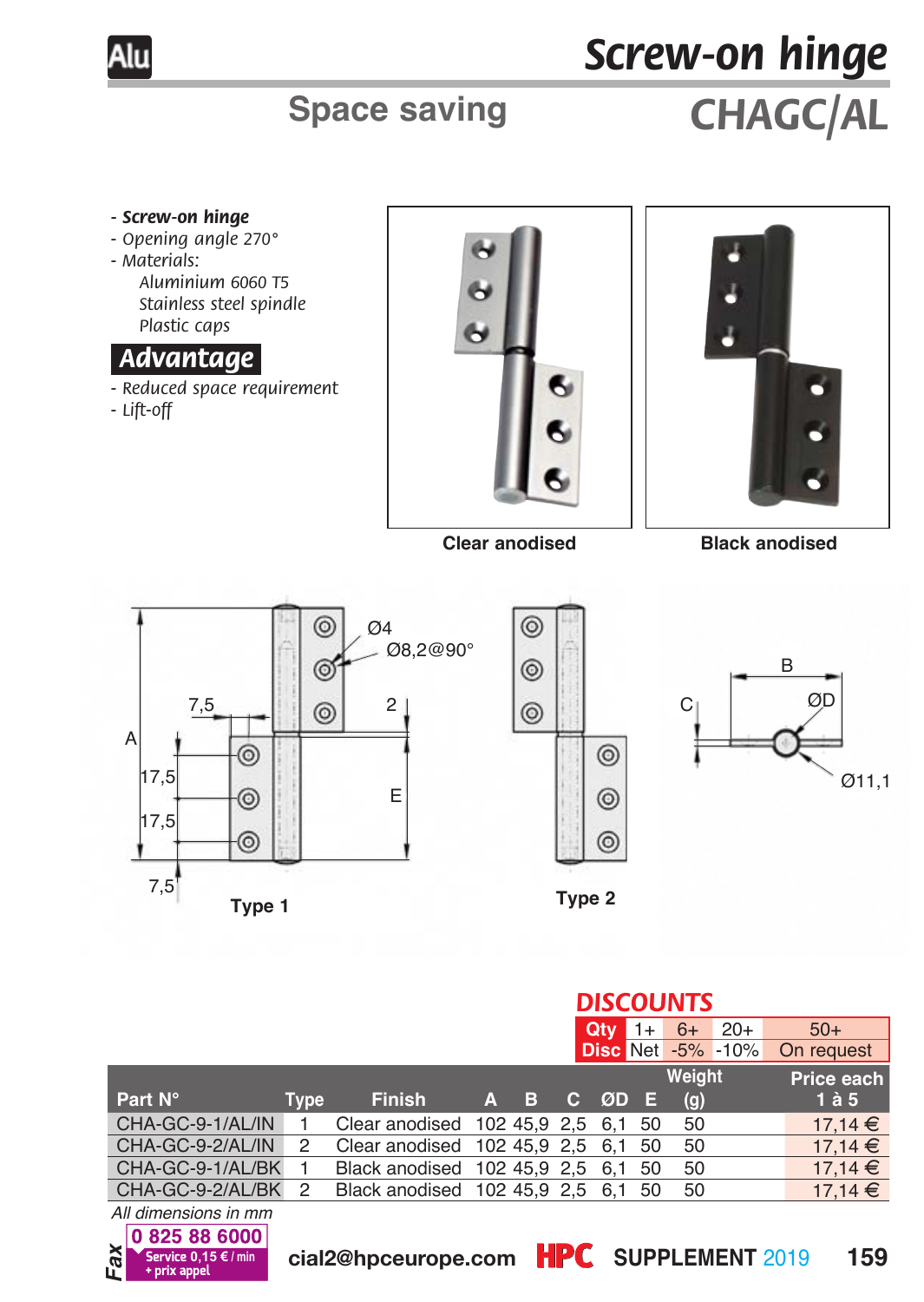Alu

# Screw-on hinge

## Space saving

## CHAGC/AL

- ***Screw-on hinge***
- *Opening angle 270°*
- *Materials:*
  - *Aluminium 6060 T5*
  - *Stainless steel spindle*
  - *Plastic caps*

### *Advantage*

- *Reduced space requirement*
- *Lift-off*

**Clear anodised**

**Black anodised**

Ø4
Ø8,2@90°
7,5
2
A
17,5
17,5
E
7,5
**Type 1**

**Type 2**

B
C
ØD
Ø11,1

### DISCOUNTS

| Qty | 1+ | 6+ | 20+ | 50+ |
|---|---|---|---|---|
| Disc | Net | -5% | -10% | On request |

| Part N° | Type | Finish | A | B | C | ØD | E | Weight (g) | Price each 1 à 5 |
|---|---|---|---|---|---|---|---|---|---|
| CHA-GC-9-1/AL/IN | 1 | Clear anodised | 102 | 45,9 | 2,5 | 6,1 | 50 | 50 | 17,14 € |
| CHA-GC-9-2/AL/IN | 2 | Clear anodised | 102 | 45,9 | 2,5 | 6,1 | 50 | 50 | 17,14 € |
| CHA-GC-9-1/AL/BK | 1 | Black anodised | 102 | 45,9 | 2,5 | 6,1 | 50 | 50 | 17,14 € |
| CHA-GC-9-2/AL/BK | 2 | Black anodised | 102 | 45,9 | 2,5 | 6,1 | 50 | 50 | 17,14 € |

*All dimensions in mm*

Fax 0 825 88 6000 Service 0,15 € / min + prix appel

cial2@hpceurope.com HPC SUPPLEMENT 2019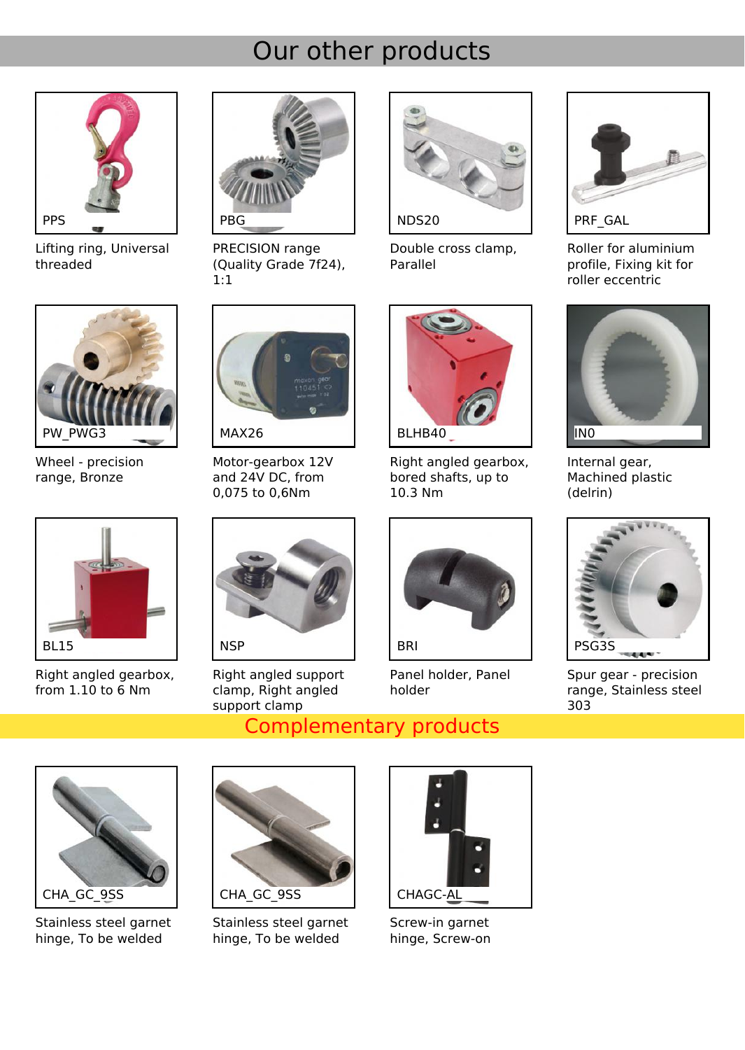# Our other products

PPS

Lifting ring, Universal threaded

PBG

PRECISION range (Quality Grade 7f24), 1:1

NDS20

Double cross clamp, Parallel

PRF_GAL

Roller for aluminium profile, Fixing kit for roller eccentric

PW_PWG3

Wheel - precision range, Bronze

MAX26

Motor-gearbox 12V and 24V DC, from 0,075 to 0,6Nm

BLHB40

Right angled gearbox, bored shafts, up to 10.3 Nm

INO

Internal gear, Machined plastic (delrin)

BL15

Right angled gearbox, from 1.10 to 6 Nm

NSP

Right angled support clamp, Right angled support clamp

BRI

Panel holder, Panel holder

PSG3S

Spur gear - precision range, Stainless steel 303

# Complementary products

CHA_GC_9SS

Stainless steel garnet hinge, To be welded

CHA_GC_9SS

Stainless steel garnet hinge, To be welded

CHAGC-AL

Screw-in garnet hinge, Screw-on